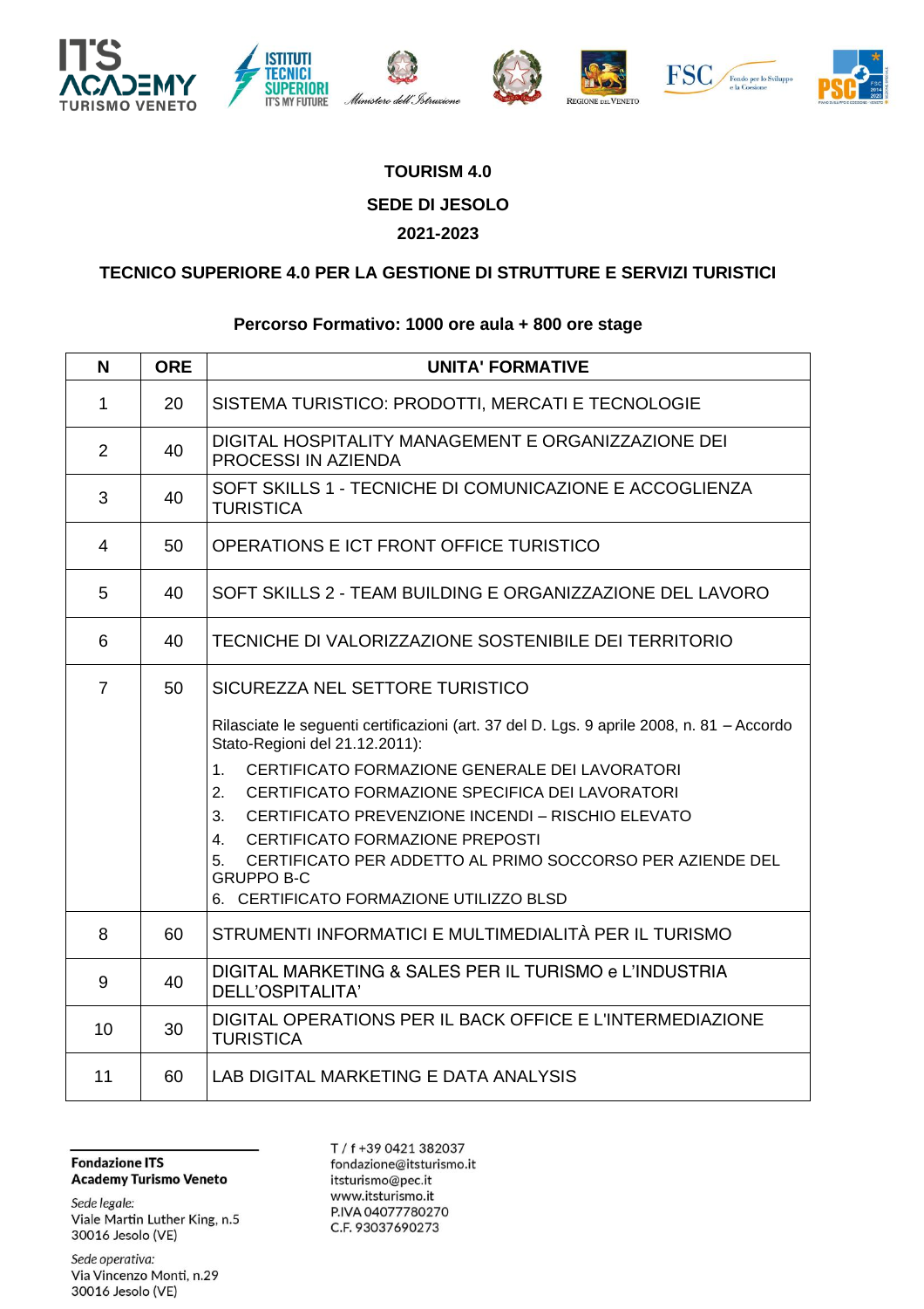# TOURISM 4.0

## SEDE DI JESOLO

## 2021-2023

## TECNICO SUPERIORE 4.0 PER LA GESTIONE DI STRUTTURE E SERVIZI TURISTICI

**Percorso Formativo: 1000 ore aula + 800 ore stage**

| N | ORE | UNITA' FORMATIVE |
|---|---|---|
| 1 | 20 | SISTEMA TURISTICO: PRODOTTI, MERCATI E TECNOLOGIE |
| 2 | 40 | DIGITAL HOSPITALITY MANAGEMENT E ORGANIZZAZIONE DEI PROCESSI IN AZIENDA |
| 3 | 40 | SOFT SKILLS 1 - TECNICHE DI COMUNICAZIONE E ACCOGLIENZA TURISTICA |
| 4 | 50 | OPERATIONS E ICT FRONT OFFICE TURISTICO |
| 5 | 40 | SOFT SKILLS 2 - TEAM BUILDING E ORGANIZZAZIONE DEL LAVORO |
| 6 | 40 | TECNICHE DI VALORIZZAZIONE SOSTENIBILE DEI TERRITORIO |
| 7 | 50 | SICUREZZA NEL SETTORE TURISTICO<br><br>Rilasciate le seguenti certificazioni (art. 37 del D. Lgs. 9 aprile 2008, n. 81 – Accordo Stato-Regioni del 21.12.2011):<br>1. CERTIFICATO FORMAZIONE GENERALE DEI LAVORATORI<br>2. CERTIFICATO FORMAZIONE SPECIFICA DEI LAVORATORI<br>3. CERTIFICATO PREVENZIONE INCENDI – RISCHIO ELEVATO<br>4. CERTIFICATO FORMAZIONE PREPOSTI<br>5. CERTIFICATO PER ADDETTO AL PRIMO SOCCORSO PER AZIENDE DEL GRUPPO B-C<br>6. CERTIFICATO FORMAZIONE UTILIZZO BLSD |
| 8 | 60 | STRUMENTI INFORMATICI E MULTIMEDIALITÀ PER IL TURISMO |
| 9 | 40 | DIGITAL MARKETING & SALES PER IL TURISMO e L'INDUSTRIA DELL'OSPITALITA' |
| 10 | 30 | DIGITAL OPERATIONS PER IL BACK OFFICE E L'INTERMEDIAZIONE TURISTICA |
| 11 | 60 | LAB DIGITAL MARKETING E DATA ANALYSIS |

**Fondazione ITS**
**Academy Turismo Veneto**

*Sede legale:*
Viale Martin Luther King, n.5
30016 Jesolo (VE)

*Sede operativa:*
Via Vincenzo Monti, n.29
30016 Jesolo (VE)

T / f +39 0421 382037
fondazione@itsturismo.it
itsturismo@pec.it
www.itsturismo.it
P.IVA 04077780270
C.F. 93037690273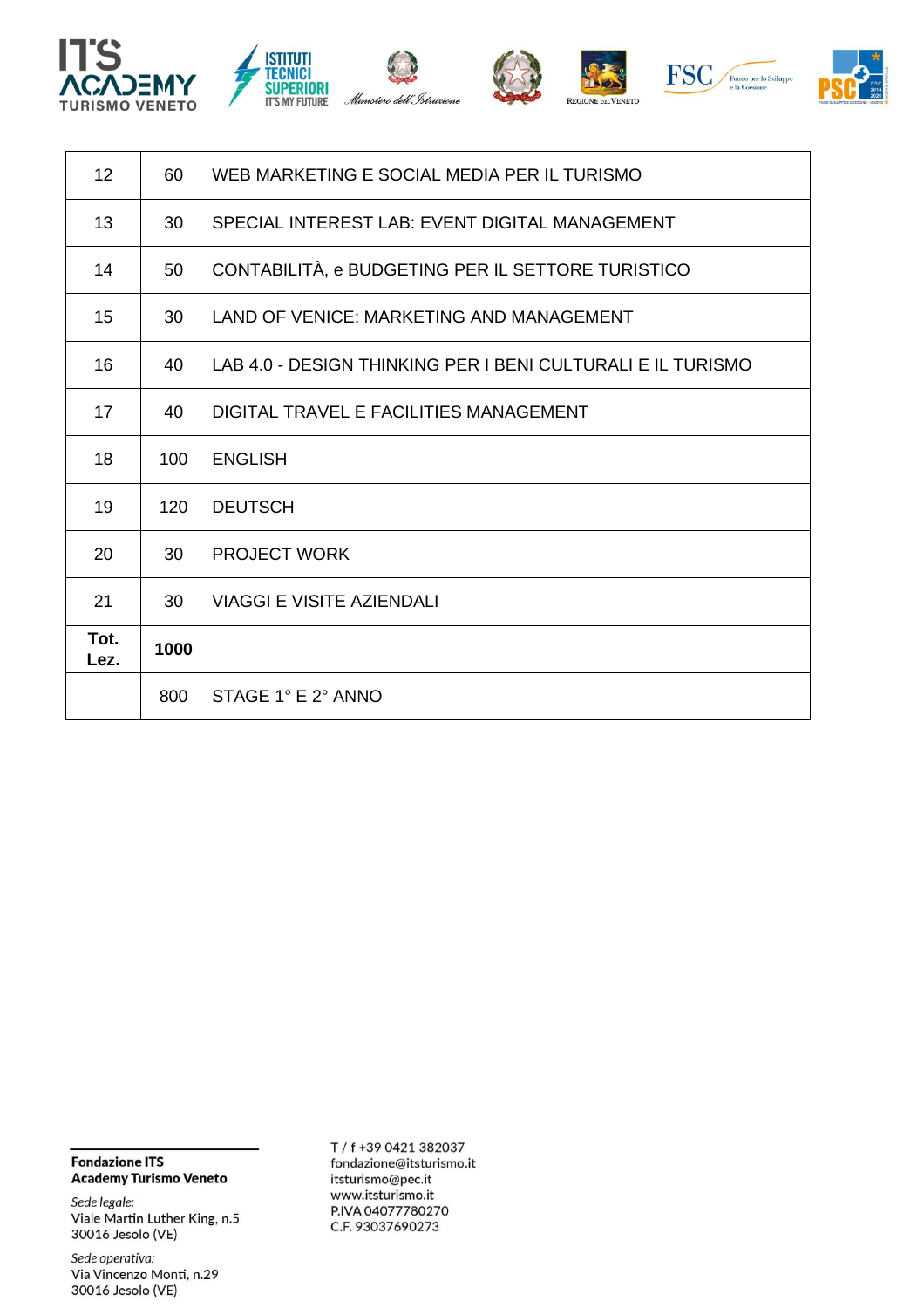| | | |
|---|---|---|
| 12 | 60 | WEB MARKETING E SOCIAL MEDIA PER IL TURISMO |
| 13 | 30 | SPECIAL INTEREST LAB: EVENT DIGITAL MANAGEMENT |
| 14 | 50 | CONTABILITÀ, e BUDGETING PER IL SETTORE TURISTICO |
| 15 | 30 | LAND OF VENICE: MARKETING AND MANAGEMENT |
| 16 | 40 | LAB 4.0 - DESIGN THINKING PER I BENI CULTURALI E IL TURISMO |
| 17 | 40 | DIGITAL TRAVEL E FACILITIES MANAGEMENT |
| 18 | 100 | ENGLISH |
| 19 | 120 | DEUTSCH |
| 20 | 30 | PROJECT WORK |
| 21 | 30 | VIAGGI E VISITE AZIENDALI |
| **Tot. Lez.** | **1000** | |
| | 800 | STAGE 1° E 2° ANNO |

**Fondazione ITS Academy Turismo Veneto**

*Sede legale:*
Viale Martin Luther King, n.5
30016 Jesolo (VE)

*Sede operativa:*
Via Vincenzo Monti, n.29
30016 Jesolo (VE)

T / f +39 0421 382037
fondazione@itsturismo.it
itsturismo@pec.it
www.itsturismo.it
P.IVA 04077780270
C.F. 93037690273